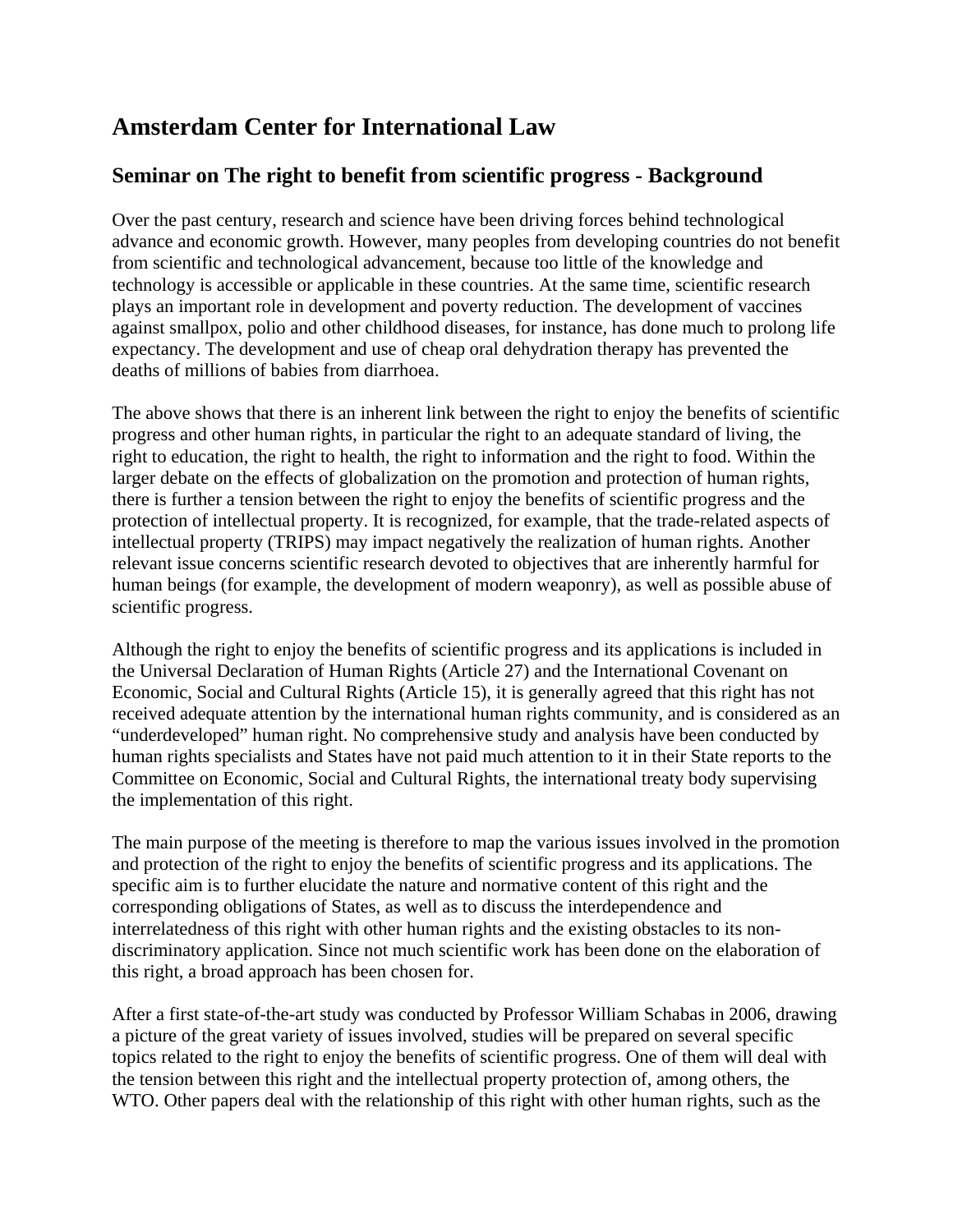# Amsterdam Center for International Law

## Seminar on The right to benefit from scientific progress - Background

Over the past century, research and science have been driving forces behind technological advance and economic growth. However, many peoples from developing countries do not benefit from scientific and technological advancement, because too little of the knowledge and technology is accessible or applicable in these countries. At the same time, scientific research plays an important role in development and poverty reduction. The development of vaccines against smallpox, polio and other childhood diseases, for instance, has done much to prolong life expectancy. The development and use of cheap oral dehydration therapy has prevented the deaths of millions of babies from diarrhoea.

The above shows that there is an inherent link between the right to enjoy the benefits of scientific progress and other human rights, in particular the right to an adequate standard of living, the right to education, the right to health, the right to information and the right to food. Within the larger debate on the effects of globalization on the promotion and protection of human rights, there is further a tension between the right to enjoy the benefits of scientific progress and the protection of intellectual property. It is recognized, for example, that the trade-related aspects of intellectual property (TRIPS) may impact negatively the realization of human rights. Another relevant issue concerns scientific research devoted to objectives that are inherently harmful for human beings (for example, the development of modern weaponry), as well as possible abuse of scientific progress.

Although the right to enjoy the benefits of scientific progress and its applications is included in the Universal Declaration of Human Rights (Article 27) and the International Covenant on Economic, Social and Cultural Rights (Article 15), it is generally agreed that this right has not received adequate attention by the international human rights community, and is considered as an "underdeveloped" human right. No comprehensive study and analysis have been conducted by human rights specialists and States have not paid much attention to it in their State reports to the Committee on Economic, Social and Cultural Rights, the international treaty body supervising the implementation of this right.

The main purpose of the meeting is therefore to map the various issues involved in the promotion and protection of the right to enjoy the benefits of scientific progress and its applications. The specific aim is to further elucidate the nature and normative content of this right and the corresponding obligations of States, as well as to discuss the interdependence and interrelatedness of this right with other human rights and the existing obstacles to its non-discriminatory application. Since not much scientific work has been done on the elaboration of this right, a broad approach has been chosen for.

After a first state-of-the-art study was conducted by Professor William Schabas in 2006, drawing a picture of the great variety of issues involved, studies will be prepared on several specific topics related to the right to enjoy the benefits of scientific progress. One of them will deal with the tension between this right and the intellectual property protection of, among others, the WTO. Other papers deal with the relationship of this right with other human rights, such as the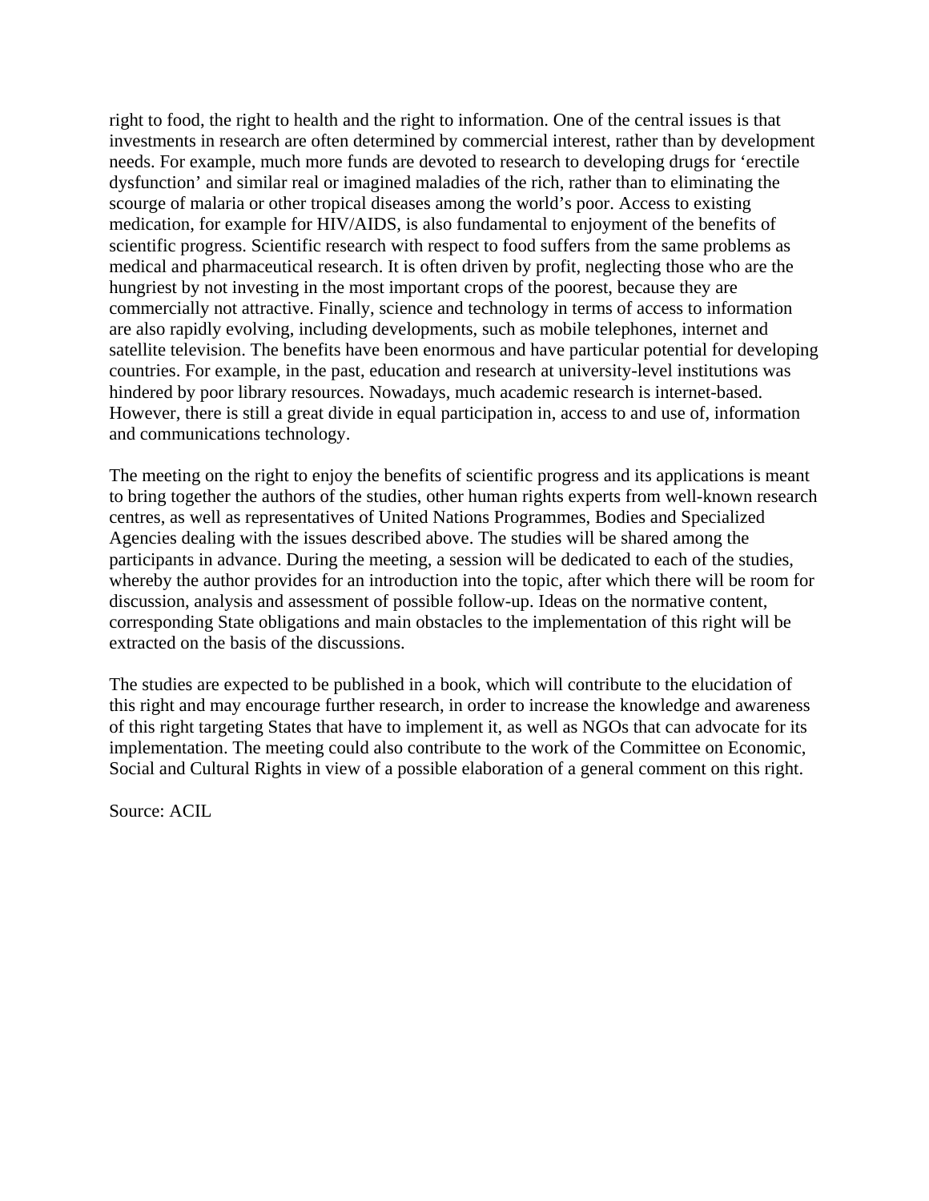right to food, the right to health and the right to information. One of the central issues is that investments in research are often determined by commercial interest, rather than by development needs. For example, much more funds are devoted to research to developing drugs for 'erectile dysfunction' and similar real or imagined maladies of the rich, rather than to eliminating the scourge of malaria or other tropical diseases among the world's poor. Access to existing medication, for example for HIV/AIDS, is also fundamental to enjoyment of the benefits of scientific progress. Scientific research with respect to food suffers from the same problems as medical and pharmaceutical research. It is often driven by profit, neglecting those who are the hungriest by not investing in the most important crops of the poorest, because they are commercially not attractive. Finally, science and technology in terms of access to information are also rapidly evolving, including developments, such as mobile telephones, internet and satellite television. The benefits have been enormous and have particular potential for developing countries. For example, in the past, education and research at university-level institutions was hindered by poor library resources. Nowadays, much academic research is internet-based. However, there is still a great divide in equal participation in, access to and use of, information and communications technology.

The meeting on the right to enjoy the benefits of scientific progress and its applications is meant to bring together the authors of the studies, other human rights experts from well-known research centres, as well as representatives of United Nations Programmes, Bodies and Specialized Agencies dealing with the issues described above. The studies will be shared among the participants in advance. During the meeting, a session will be dedicated to each of the studies, whereby the author provides for an introduction into the topic, after which there will be room for discussion, analysis and assessment of possible follow-up. Ideas on the normative content, corresponding State obligations and main obstacles to the implementation of this right will be extracted on the basis of the discussions.

The studies are expected to be published in a book, which will contribute to the elucidation of this right and may encourage further research, in order to increase the knowledge and awareness of this right targeting States that have to implement it, as well as NGOs that can advocate for its implementation. The meeting could also contribute to the work of the Committee on Economic, Social and Cultural Rights in view of a possible elaboration of a general comment on this right.

Source: ACIL